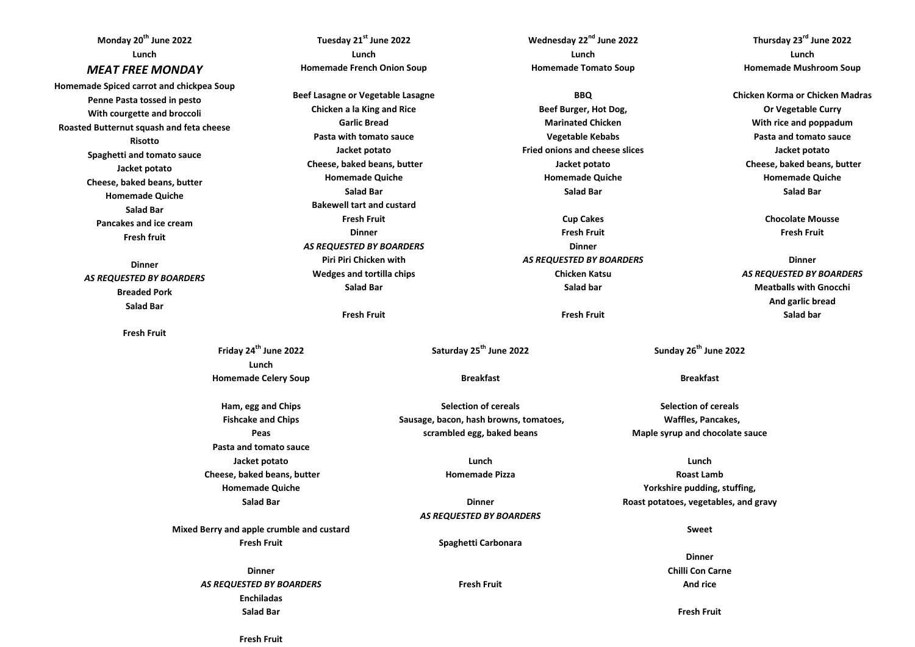**Monday 20th June 2022**
**Lunch**
***MEAT FREE MONDAY***
**Homemade Spiced carrot and chickpea Soup**
**Penne Pasta tossed in pesto**
**With courgette and broccoli**
**Roasted Butternut squash and feta cheese**
**Risotto**
**Spaghetti and tomato sauce**
**Jacket potato**
**Cheese, baked beans, butter**
**Homemade Quiche**
**Salad Bar**
**Pancakes and ice cream**
**Fresh fruit**

**Dinner**
***AS REQUESTED BY BOARDERS***
**Breaded Pork**
**Salad Bar**

**Fresh Fruit**

**Tuesday 21st June 2022**
**Lunch**
**Homemade French Onion Soup**

**Beef Lasagne or Vegetable Lasagne**
**Chicken a la King and Rice**
**Garlic Bread**
**Pasta with tomato sauce**
**Jacket potato**
**Cheese, baked beans, butter**
**Homemade Quiche**
**Salad Bar**
**Bakewell tart and custard**
**Fresh Fruit**
**Dinner**
***AS REQUESTED BY BOARDERS***
**Piri Piri Chicken with**
**Wedges and tortilla chips**
**Salad Bar**

**Fresh Fruit**

**Wednesday 22nd June 2022**
**Lunch**
**Homemade Tomato Soup**

**BBQ**
**Beef Burger, Hot Dog,**
**Marinated Chicken**
**Vegetable Kebabs**
**Fried onions and cheese slices**
**Jacket potato**
**Homemade Quiche**
**Salad Bar**

**Cup Cakes**
**Fresh Fruit**
**Dinner**
***AS REQUESTED BY BOARDERS***
**Chicken Katsu**
**Salad bar**

**Fresh Fruit**

**Thursday 23rd June 2022**
**Lunch**
**Homemade Mushroom Soup**

**Chicken Korma or Chicken Madras**
**Or Vegetable Curry**
**With rice and poppadum**
**Pasta and tomato sauce**
**Jacket potato**
**Cheese, baked beans, butter**
**Homemade Quiche**
**Salad Bar**

**Chocolate Mousse**
**Fresh Fruit**

**Dinner**
***AS REQUESTED BY BOARDERS***
**Meatballs with Gnocchi**
**And garlic bread**
**Salad bar**

**Friday 24th June 2022**
**Lunch**
**Homemade Celery Soup**

**Ham, egg and Chips**
**Fishcake and Chips**
**Peas**
**Pasta and tomato sauce**
**Jacket potato**
**Cheese, baked beans, butter**
**Homemade Quiche**
**Salad Bar**

**Mixed Berry and apple crumble and custard**
**Fresh Fruit**

**Dinner**
***AS REQUESTED BY BOARDERS***
**Enchiladas**
**Salad Bar**

**Fresh Fruit**

**Saturday 25th June 2022**

**Breakfast**

**Selection of cereals**
**Sausage, bacon, hash browns, tomatoes,**
**scrambled egg, baked beans**

**Lunch**
**Homemade Pizza**

**Dinner**
***AS REQUESTED BY BOARDERS***

**Spaghetti Carbonara**

**Fresh Fruit**

**Sunday 26th June 2022**

**Breakfast**

**Selection of cereals**
**Waffles, Pancakes,**
**Maple syrup and chocolate sauce**

**Lunch**
**Roast Lamb**
**Yorkshire pudding, stuffing,**
**Roast potatoes, vegetables, and gravy**

**Sweet**

**Dinner**
**Chilli Con Carne**
**And rice**

**Fresh Fruit**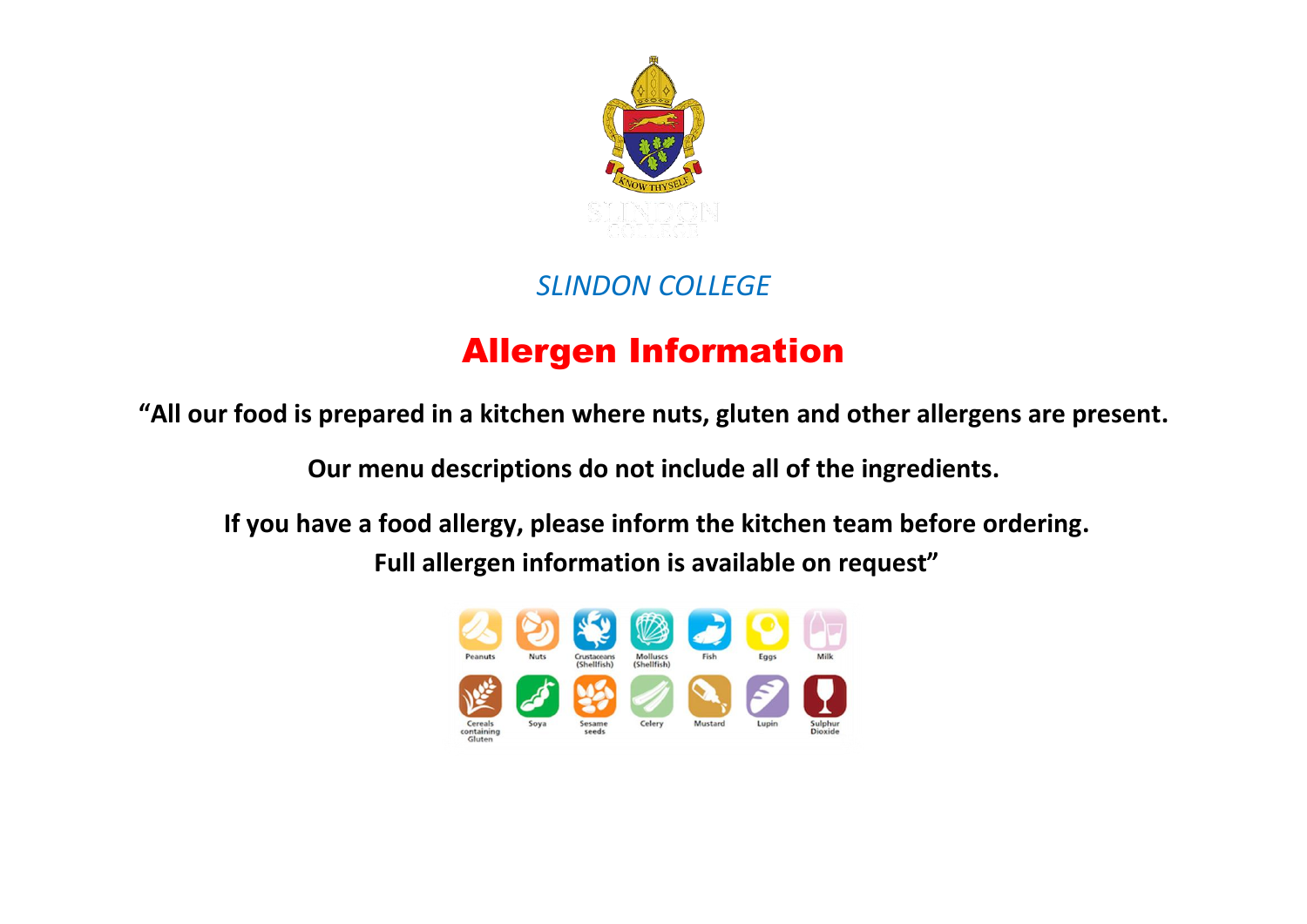*SLINDON COLLEGE*

# Allergen Information

**"All our food is prepared in a kitchen where nuts, gluten and other allergens are present.**

**Our menu descriptions do not include all of the ingredients.**

**If you have a food allergy, please inform the kitchen team before ordering.**
**Full allergen information is available on request"**

Peanuts
Nuts
Crustaceans (Shellfish)
Molluscs (Shellfish)
Fish
Eggs
Milk
Cereals containing Gluten
Soya
Sesame seeds
Celery
Mustard
Lupin
Sulphur Dioxide